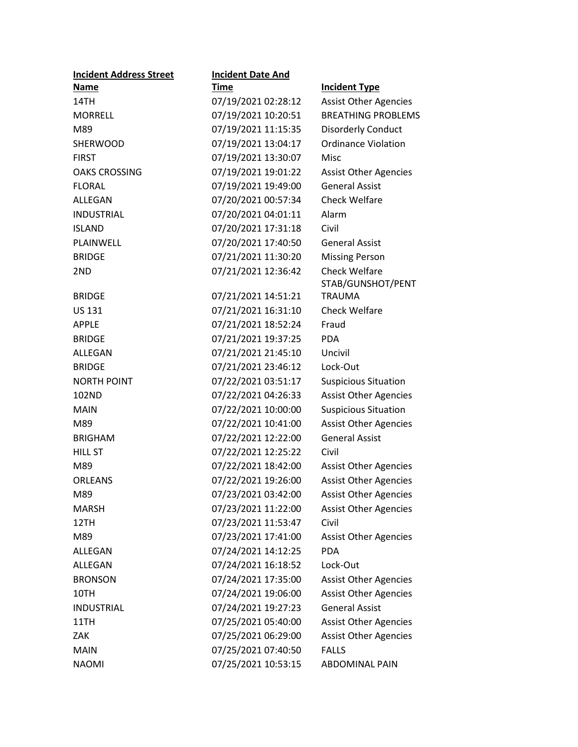| Incident Address Street Name | Incident Date And Time | Incident Type |
|---|---|---|
| 14TH | 07/19/2021 02:28:12 | Assist Other Agencies |
| MORRELL | 07/19/2021 10:20:51 | BREATHING PROBLEMS |
| M89 | 07/19/2021 11:15:35 | Disorderly Conduct |
| SHERWOOD | 07/19/2021 13:04:17 | Ordinance Violation |
| FIRST | 07/19/2021 13:30:07 | Misc |
| OAKS CROSSING | 07/19/2021 19:01:22 | Assist Other Agencies |
| FLORAL | 07/19/2021 19:49:00 | General Assist |
| ALLEGAN | 07/20/2021 00:57:34 | Check Welfare |
| INDUSTRIAL | 07/20/2021 04:01:11 | Alarm |
| ISLAND | 07/20/2021 17:31:18 | Civil |
| PLAINWELL | 07/20/2021 17:40:50 | General Assist |
| BRIDGE | 07/21/2021 11:30:20 | Missing Person |
| 2ND | 07/21/2021 12:36:42 | Check Welfare |
| BRIDGE | 07/21/2021 14:51:21 | STAB/GUNSHOT/PENT TRAUMA |
| US 131 | 07/21/2021 16:31:10 | Check Welfare |
| APPLE | 07/21/2021 18:52:24 | Fraud |
| BRIDGE | 07/21/2021 19:37:25 | PDA |
| ALLEGAN | 07/21/2021 21:45:10 | Uncivil |
| BRIDGE | 07/21/2021 23:46:12 | Lock-Out |
| NORTH POINT | 07/22/2021 03:51:17 | Suspicious Situation |
| 102ND | 07/22/2021 04:26:33 | Assist Other Agencies |
| MAIN | 07/22/2021 10:00:00 | Suspicious Situation |
| M89 | 07/22/2021 10:41:00 | Assist Other Agencies |
| BRIGHAM | 07/22/2021 12:22:00 | General Assist |
| HILL ST | 07/22/2021 12:25:22 | Civil |
| M89 | 07/22/2021 18:42:00 | Assist Other Agencies |
| ORLEANS | 07/22/2021 19:26:00 | Assist Other Agencies |
| M89 | 07/23/2021 03:42:00 | Assist Other Agencies |
| MARSH | 07/23/2021 11:22:00 | Assist Other Agencies |
| 12TH | 07/23/2021 11:53:47 | Civil |
| M89 | 07/23/2021 17:41:00 | Assist Other Agencies |
| ALLEGAN | 07/24/2021 14:12:25 | PDA |
| ALLEGAN | 07/24/2021 16:18:52 | Lock-Out |
| BRONSON | 07/24/2021 17:35:00 | Assist Other Agencies |
| 10TH | 07/24/2021 19:06:00 | Assist Other Agencies |
| INDUSTRIAL | 07/24/2021 19:27:23 | General Assist |
| 11TH | 07/25/2021 05:40:00 | Assist Other Agencies |
| ZAK | 07/25/2021 06:29:00 | Assist Other Agencies |
| MAIN | 07/25/2021 07:40:50 | FALLS |
| NAOMI | 07/25/2021 10:53:15 | ABDOMINAL PAIN |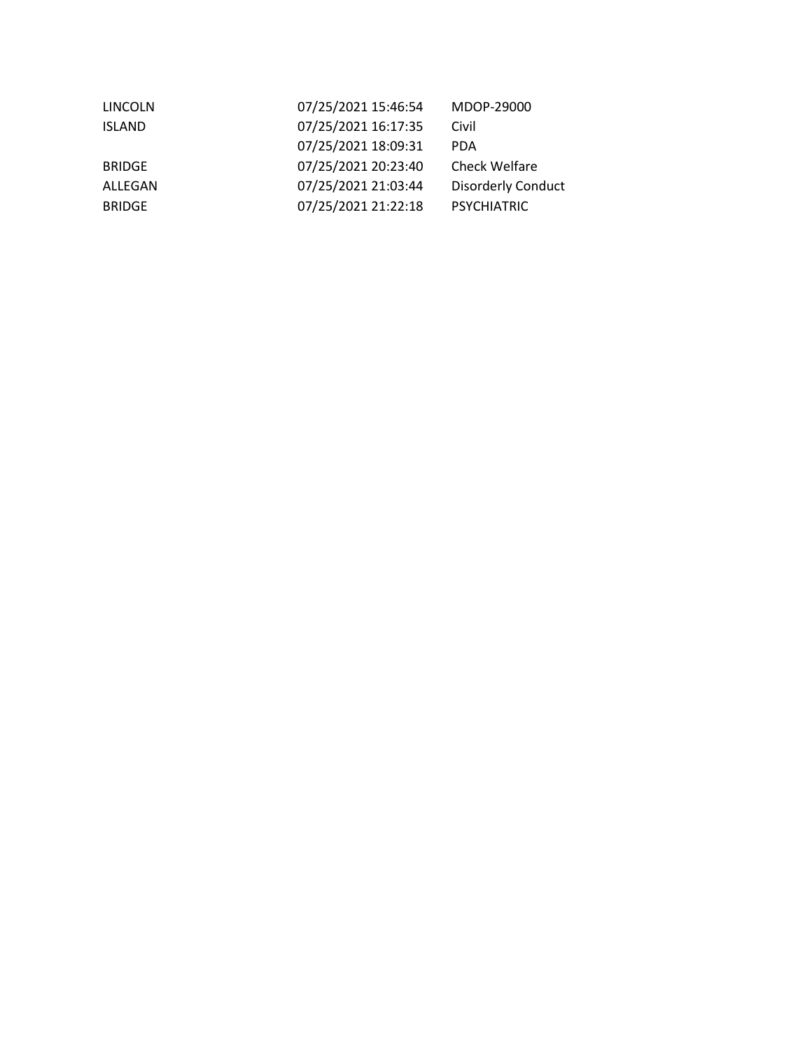| | | |
|---|---|---|
| LINCOLN | 07/25/2021 15:46:54 | MDOP-29000 |
| ISLAND | 07/25/2021 16:17:35 | Civil |
| | 07/25/2021 18:09:31 | PDA |
| BRIDGE | 07/25/2021 20:23:40 | Check Welfare |
| ALLEGAN | 07/25/2021 21:03:44 | Disorderly Conduct |
| BRIDGE | 07/25/2021 21:22:18 | PSYCHIATRIC |